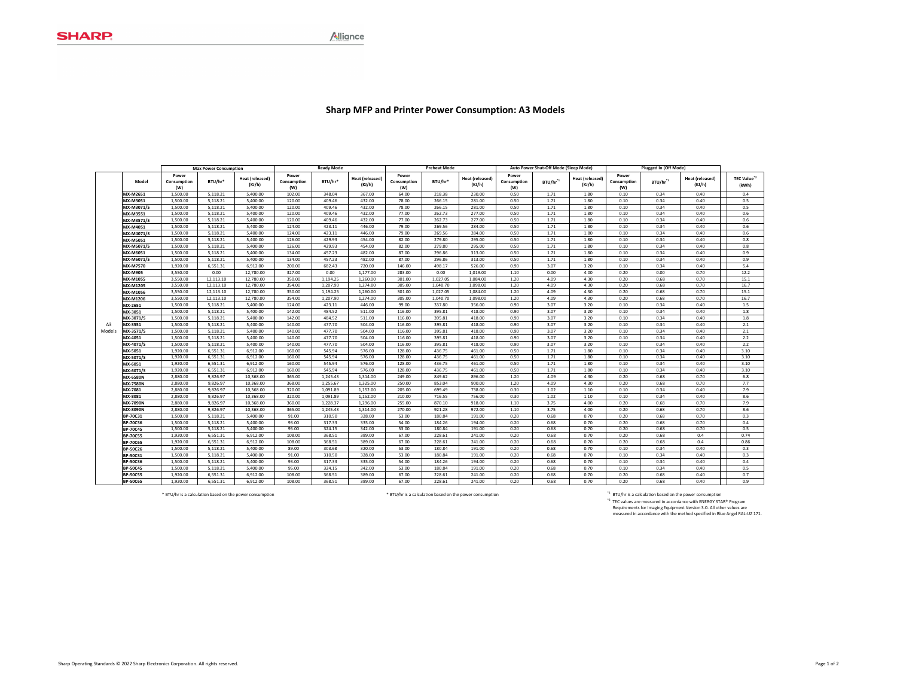# Sharp MFP and Printer Power Consumption: A3 Models

| | | Max Power Consumption | | | Ready Mode | | | Preheat Mode | | | Auto Power Shut-Off Mode (Sleep Mode) | | | Plugged In (Off Mode) | | | |
|---|---|---|---|---|---|---|---|---|---|---|---|---|---|---|---|---|---|
| | Model | Power Consumption (W) | BTU/hr* | Heat (released) (KJ/h) | Power Consumption (W) | BTU/hr* | Heat (released) (KJ/h) | Power Consumption (W) | BTU/hr* | Heat (released) (KJ/h) | Power Consumption (W) | BTU/hr[*1] | Heat (released) (KJ/h) | Power Consumption (W) | BTU/hr[*1] | Heat (released) (KJ/h) | TEC Value[*2] (kWh) |
| A3 Models | MX-M2651 | 1,500.00 | 5,118.21 | 5,400.00 | 102.00 | 348.04 | 367.00 | 64.00 | 218.38 | 230.00 | 0.50 | 1.71 | 1.80 | 0.10 | 0.34 | 0.40 | 0.4 |
| | MX-M3051 | 1,500.00 | 5,118.21 | 5,400.00 | 120.00 | 409.46 | 432.00 | 78.00 | 266.15 | 281.00 | 0.50 | 1.71 | 1.80 | 0.10 | 0.34 | 0.40 | 0.5 |
| | MX-M3071/S | 1,500.00 | 5,118.21 | 5,400.00 | 120.00 | 409.46 | 432.00 | 78.00 | 266.15 | 281.00 | 0.50 | 1.71 | 1.80 | 0.10 | 0.34 | 0.40 | 0.5 |
| | MX-M3551 | 1,500.00 | 5,118.21 | 5,400.00 | 120.00 | 409.46 | 432.00 | 77.00 | 262.73 | 277.00 | 0.50 | 1.71 | 1.80 | 0.10 | 0.34 | 0.40 | 0.6 |
| | MX-M3571/S | 1,500.00 | 5,118.21 | 5,400.00 | 120.00 | 409.46 | 432.00 | 77.00 | 262.73 | 277.00 | 0.50 | 1.71 | 1.80 | 0.10 | 0.34 | 0.40 | 0.6 |
| | MX-M4051 | 1,500.00 | 5,118.21 | 5,400.00 | 124.00 | 423.11 | 446.00 | 79.00 | 269.56 | 284.00 | 0.50 | 1.71 | 1.80 | 0.10 | 0.34 | 0.40 | 0.6 |
| | MX-M4071/S | 1,500.00 | 5,118.21 | 5,400.00 | 124.00 | 423.11 | 446.00 | 79.00 | 269.56 | 284.00 | 0.50 | 1.71 | 1.80 | 0.10 | 0.34 | 0.40 | 0.6 |
| | MX-M5051 | 1,500.00 | 5,118.21 | 5,400.00 | 126.00 | 429.93 | 454.00 | 82.00 | 279.80 | 295.00 | 0.50 | 1.71 | 1.80 | 0.10 | 0.34 | 0.40 | 0.8 |
| | MX-M5071/S | 1,500.00 | 5,118.21 | 5,400.00 | 126.00 | 429.93 | 454.00 | 82.00 | 279.80 | 295.00 | 0.50 | 1.71 | 1.80 | 0.10 | 0.34 | 0.40 | 0.8 |
| | MX-M6051 | 1,500.00 | 5,118.21 | 5,400.00 | 134.00 | 457.23 | 482.00 | 87.00 | 296.86 | 313.00 | 0.50 | 1.71 | 1.80 | 0.10 | 0.34 | 0.40 | 0.9 |
| | MX-M6071/S | 1,500.00 | 5,118.21 | 5,400.00 | 134.00 | 457.23 | 482.00 | 87.00 | 296.86 | 313.00 | 0.50 | 1.71 | 1.80 | 0.10 | 0.34 | 0.40 | 0.9 |
| | MX-M7570 | 1,920.00 | 6,551.31 | 6,912.00 | 200.00 | 682.43 | 720.00 | 146.00 | 498.17 | 526.00 | 0.90 | 3.07 | 3.20 | 0.10 | 0.34 | 0.40 | 5.4 |
| | MX-M905 | 3,550.00 | 0.00 | 12,780.00 | 327.00 | 0.00 | 1,177.00 | 283.00 | 0.00 | 1,019.00 | 1.10 | 0.00 | 4.00 | 0.20 | 0.00 | 0.70 | 12.2 |
| | MX-M1055 | 3,550.00 | 12,113.10 | 12,780.00 | 350.00 | 1,194.25 | 1,260.00 | 301.00 | 1,027.05 | 1,084.00 | 1.20 | 4.09 | 4.30 | 0.20 | 0.68 | 0.70 | 15.1 |
| | MX-M1205 | 3,550.00 | 12,113.10 | 12,780.00 | 354.00 | 1,207.90 | 1,274.00 | 305.00 | 1,040.70 | 1,098.00 | 1.20 | 4.09 | 4.30 | 0.20 | 0.68 | 0.70 | 16.7 |
| | MX-M1056 | 3,550.00 | 12,113.10 | 12,780.00 | 350.00 | 1,194.25 | 1,260.00 | 301.00 | 1,027.05 | 1,084.00 | 1.20 | 4.09 | 4.30 | 0.20 | 0.68 | 0.70 | 15.1 |
| | MX-M1206 | 3,550.00 | 12,113.10 | 12,780.00 | 354.00 | 1,207.90 | 1,274.00 | 305.00 | 1,040.70 | 1,098.00 | 1.20 | 4.09 | 4.30 | 0.20 | 0.68 | 0.70 | 16.7 |
| | MX-2651 | 1,500.00 | 5,118.21 | 5,400.00 | 124.00 | 423.11 | 446.00 | 99.00 | 337.80 | 356.00 | 0.90 | 3.07 | 3.20 | 0.10 | 0.34 | 0.40 | 1.5 |
| | MX-3051 | 1,500.00 | 5,118.21 | 5,400.00 | 142.00 | 484.52 | 511.00 | 116.00 | 395.81 | 418.00 | 0.90 | 3.07 | 3.20 | 0.10 | 0.34 | 0.40 | 1.8 |
| | MX-3071/S | 1,500.00 | 5,118.21 | 5,400.00 | 142.00 | 484.52 | 511.00 | 116.00 | 395.81 | 418.00 | 0.90 | 3.07 | 3.20 | 0.10 | 0.34 | 0.40 | 1.8 |
| | MX-3551 | 1,500.00 | 5,118.21 | 5,400.00 | 140.00 | 477.70 | 504.00 | 116.00 | 395.81 | 418.00 | 0.90 | 3.07 | 3.20 | 0.10 | 0.34 | 0.40 | 2.1 |
| | MX-3571/S | 1,500.00 | 5,118.21 | 5,400.00 | 140.00 | 477.70 | 504.00 | 116.00 | 395.81 | 418.00 | 0.90 | 3.07 | 3.20 | 0.10 | 0.34 | 0.40 | 2.1 |
| | MX-4051 | 1,500.00 | 5,118.21 | 5,400.00 | 140.00 | 477.70 | 504.00 | 116.00 | 395.81 | 418.00 | 0.90 | 3.07 | 3.20 | 0.10 | 0.34 | 0.40 | 2.2 |
| | MX-4071/S | 1,500.00 | 5,118.21 | 5,400.00 | 140.00 | 477.70 | 504.00 | 116.00 | 395.81 | 418.00 | 0.90 | 3.07 | 3.20 | 0.10 | 0.34 | 0.40 | 2.2 |
| | MX-5051 | 1,920.00 | 6,551.31 | 6,912.00 | 160.00 | 545.94 | 576.00 | 128.00 | 436.75 | 461.00 | 0.50 | 1.71 | 1.80 | 0.10 | 0.34 | 0.40 | 3.10 |
| | MX-5071/S | 1,920.00 | 6,551.31 | 6,912.00 | 160.00 | 545.94 | 576.00 | 128.00 | 436.75 | 461.00 | 0.50 | 1.71 | 1.80 | 0.10 | 0.34 | 0.40 | 3.10 |
| | MX-6051 | 1,920.00 | 6,551.31 | 6,912.00 | 160.00 | 545.94 | 576.00 | 128.00 | 436.75 | 461.00 | 0.50 | 1.71 | 1.80 | 0.10 | 0.34 | 0.40 | 3.10 |
| | MX-6071/S | 1,920.00 | 6,551.31 | 6,912.00 | 160.00 | 545.94 | 576.00 | 128.00 | 436.75 | 461.00 | 0.50 | 1.71 | 1.80 | 0.10 | 0.34 | 0.40 | 3.10 |
| | MX-6580N | 2,880.00 | 9,826.97 | 10,368.00 | 365.00 | 1,245.43 | 1,314.00 | 249.00 | 849.62 | 896.00 | 1.20 | 4.09 | 4.30 | 0.20 | 0.68 | 0.70 | 6.8 |
| | MX-7580N | 2,880.00 | 9,826.97 | 10,368.00 | 368.00 | 1,255.67 | 1,325.00 | 250.00 | 853.04 | 900.00 | 1.20 | 4.09 | 4.30 | 0.20 | 0.68 | 0.70 | 7.7 |
| | MX-7081 | 2,880.00 | 9,826.97 | 10,368.00 | 320.00 | 1,091.89 | 1,152.00 | 205.00 | 699.49 | 738.00 | 0.30 | 1.02 | 1.10 | 0.10 | 0.34 | 0.40 | 7.9 |
| | MX-8081 | 2,880.00 | 9,826.97 | 10,368.00 | 320.00 | 1,091.89 | 1,152.00 | 210.00 | 716.55 | 756.00 | 0.30 | 1.02 | 1.10 | 0.10 | 0.34 | 0.40 | 8.6 |
| | MX-7090N | 2,880.00 | 9,826.97 | 10,368.00 | 360.00 | 1,228.37 | 1,296.00 | 255.00 | 870.10 | 918.00 | 1.10 | 3.75 | 4.00 | 0.20 | 0.68 | 0.70 | 7.9 |
| | MX-8090N | 2,880.00 | 9,826.97 | 10,368.00 | 365.00 | 1,245.43 | 1,314.00 | 270.00 | 921.28 | 972.00 | 1.10 | 3.75 | 4.00 | 0.20 | 0.68 | 0.70 | 8.6 |
| | BP-70C31 | 1,500.00 | 5,118.21 | 5,400.00 | 91.00 | 310.50 | 328.00 | 53.00 | 180.84 | 191.00 | 0.20 | 0.68 | 0.70 | 0.20 | 0.68 | 0.70 | 0.3 |
| | BP-70C36 | 1,500.00 | 5,118.21 | 5,400.00 | 93.00 | 317.33 | 335.00 | 54.00 | 184.26 | 194.00 | 0.20 | 0.68 | 0.70 | 0.20 | 0.68 | 0.70 | 0.4 |
| | BP-70C45 | 1,500.00 | 5,118.21 | 5,400.00 | 95.00 | 324.15 | 342.00 | 53.00 | 180.84 | 191.00 | 0.20 | 0.68 | 0.70 | 0.20 | 0.68 | 0.70 | 0.5 |
| | BP-70C55 | 1,920.00 | 6,551.31 | 6,912.00 | 108.00 | 368.51 | 389.00 | 67.00 | 228.61 | 241.00 | 0.20 | 0.68 | 0.70 | 0.20 | 0.68 | 0.4 | 0.74 |
| | BP-70C65 | 1,920.00 | 6,551.31 | 6,912.00 | 108.00 | 368.51 | 389.00 | 67.00 | 228.61 | 241.00 | 0.20 | 0.68 | 0.70 | 0.20 | 0.68 | 0.4 | 0.86 |
| | BP-50C26 | 1,500.00 | 5,118.21 | 5,400.00 | 89.00 | 303.68 | 320.00 | 53.00 | 180.84 | 191.00 | 0.20 | 0.68 | 0.70 | 0.10 | 0.34 | 0.40 | 0.3 |
| | BP-50C31 | 1,500.00 | 5,118.21 | 5,400.00 | 91.00 | 310.50 | 328.00 | 53.00 | 180.84 | 191.00 | 0.20 | 0.68 | 0.70 | 0.10 | 0.34 | 0.40 | 0.3 |
| | BP-50C36 | 1,500.00 | 5,118.21 | 5,400.00 | 93.00 | 317.33 | 335.00 | 54.00 | 184.26 | 194.00 | 0.20 | 0.68 | 0.70 | 0.10 | 0.34 | 0.40 | 0.4 |
| | BP-50C45 | 1,500.00 | 5,118.21 | 5,400.00 | 95.00 | 324.15 | 342.00 | 53.00 | 180.84 | 191.00 | 0.20 | 0.68 | 0.70 | 0.10 | 0.34 | 0.40 | 0.5 |
| | BP-50C55 | 1,920.00 | 6,551.31 | 6,912.00 | 108.00 | 368.51 | 389.00 | 67.00 | 228.61 | 241.00 | 0.20 | 0.68 | 0.70 | 0.20 | 0.68 | 0.40 | 0.7 |
| | BP-50C65 | 1,920.00 | 6,551.31 | 6,912.00 | 108.00 | 368.51 | 389.00 | 67.00 | 228.61 | 241.00 | 0.20 | 0.68 | 0.70 | 0.20 | 0.68 | 0.40 | 0.9 |

\* BTU/hr is a calculation based on the power consumption

\* BTU/hr is a calculation based on the power consumption

[*1] BTU/hr is a calculation based on the power consumption

[*2] TEC values are measured in accordance with ENERGY STAR® Program Requirements for Imaging Equipment Version 3.0. All other values are measured in accordance with the method specified in Blue Angel RAL-UZ 171.

Sharp Operating Standards © 2022 Sharp Electronics Corporation. All rights reserved.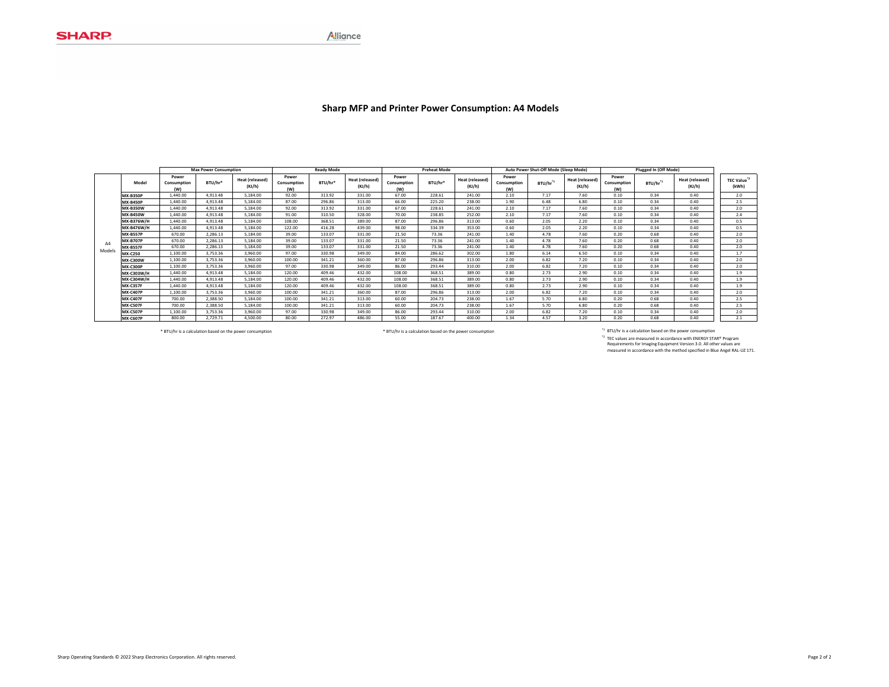# Sharp MFP and Printer Power Consumption: A4 Models

| | | Max Power Consumption | | | Ready Mode | | | Preheat Mode | | | Auto Power Shut-Off Mode (Sleep Mode) | | | Plugged In (Off Mode) | | | |
|---|---|---|---|---|---|---|---|---|---|---|---|---|---|---|---|---|---|
| | Model | Power Consumption (W) | BTU/hr* | Heat (released) (KJ/h) | Power Consumption (W) | BTU/hr* | Heat (released) (KJ/h) | Power Consumption (W) | BTU/hr* | Heat (released) (KJ/h) | Power Consumption (W) | BTU/hr[*1] | Heat (released) (KJ/h) | Power Consumption (W) | BTU/hr[*1] | Heat (released) (KJ/h) | TEC Value[*2] (kWh) |
| A4 Models | MX-B350P | 1,440.00 | 4,913.48 | 5,184.00 | 92.00 | 313.92 | 331.00 | 67.00 | 228.61 | 241.00 | 2.10 | 7.17 | 7.60 | 0.10 | 0.34 | 0.40 | 2.0 |
| | MX-B450P | 1,440.00 | 4,913.48 | 5,184.00 | 87.00 | 296.86 | 313.00 | 66.00 | 225.20 | 238.00 | 1.90 | 6.48 | 6.80 | 0.10 | 0.34 | 0.40 | 2.5 |
| | MX-B350W | 1,440.00 | 4,913.48 | 5,184.00 | 92.00 | 313.92 | 331.00 | 67.00 | 228.61 | 241.00 | 2.10 | 7.17 | 7.60 | 0.10 | 0.34 | 0.40 | 2.0 |
| | MX-B450W | 1,440.00 | 4,913.48 | 5,184.00 | 91.00 | 310.50 | 328.00 | 70.00 | 238.85 | 252.00 | 2.10 | 7.17 | 7.60 | 0.10 | 0.34 | 0.40 | 2.4 |
| | MX-B376W/H | 1,440.00 | 4,913.48 | 5,184.00 | 108.00 | 368.51 | 389.00 | 87.00 | 296.86 | 313.00 | 0.60 | 2.05 | 2.20 | 0.10 | 0.34 | 0.40 | 0.5 |
| | MX-B476W/H | 1,440.00 | 4,913.48 | 5,184.00 | 122.00 | 416.28 | 439.00 | 98.00 | 334.39 | 353.00 | 0.60 | 2.05 | 2.20 | 0.10 | 0.34 | 0.40 | 0.5 |
| | MX-B557P | 670.00 | 2,286.13 | 5,184.00 | 39.00 | 133.07 | 331.00 | 21.50 | 73.36 | 241.00 | 1.40 | 4.78 | 7.60 | 0.20 | 0.68 | 0.40 | 2.0 |
| | MX-B707P | 670.00 | 2,286.13 | 5,184.00 | 39.00 | 133.07 | 331.00 | 21.50 | 73.36 | 241.00 | 1.40 | 4.78 | 7.60 | 0.20 | 0.68 | 0.40 | 2.0 |
| | MX-B557F | 670.00 | 2,286.13 | 5,184.00 | 39.00 | 133.07 | 331.00 | 21.50 | 73.36 | 241.00 | 1.40 | 4.78 | 7.60 | 0.20 | 0.68 | 0.40 | 2.0 |
| | MX-C250 | 1,100.00 | 3,753.36 | 3,960.00 | 97.00 | 330.98 | 349.00 | 84.00 | 286.62 | 302.00 | 1.80 | 6.14 | 6.50 | 0.10 | 0.34 | 0.40 | 1.7 |
| | MX-C300W | 1,100.00 | 3,753.36 | 3,960.00 | 100.00 | 341.21 | 360.00 | 87.00 | 296.86 | 313.00 | 2.00 | 6.82 | 7.20 | 0.10 | 0.34 | 0.40 | 2.0 |
| | MX-C300P | 1,100.00 | 3,753.36 | 3,960.00 | 97.00 | 330.98 | 349.00 | 86.00 | 293.44 | 310.00 | 2.00 | 6.82 | 7.20 | 0.10 | 0.34 | 0.40 | 2.0 |
| | MX-C303W/H | 1,440.00 | 4,913.48 | 5,184.00 | 120.00 | 409.46 | 432.00 | 108.00 | 368.51 | 389.00 | 0.80 | 2.73 | 2.90 | 0.10 | 0.34 | 0.40 | 1.9 |
| | MX-C304W/H | 1,440.00 | 4,913.48 | 5,184.00 | 120.00 | 409.46 | 432.00 | 108.00 | 368.51 | 389.00 | 0.80 | 2.73 | 2.90 | 0.10 | 0.34 | 0.40 | 1.9 |
| | MX-C357F | 1,440.00 | 4,913.48 | 5,184.00 | 120.00 | 409.46 | 432.00 | 108.00 | 368.51 | 389.00 | 0.80 | 2.73 | 2.90 | 0.10 | 0.34 | 0.40 | 1.9 |
| | MX-C407P | 1,100.00 | 3,753.36 | 3,960.00 | 100.00 | 341.21 | 360.00 | 87.00 | 296.86 | 313.00 | 2.00 | 6.82 | 7.20 | 0.10 | 0.34 | 0.40 | 2.0 |
| | MX-C407F | 700.00 | 2,388.50 | 5,184.00 | 100.00 | 341.21 | 313.00 | 60.00 | 204.73 | 238.00 | 1.67 | 5.70 | 6.80 | 0.20 | 0.68 | 0.40 | 2.5 |
| | MX-C507F | 700.00 | 2,388.50 | 5,184.00 | 100.00 | 341.21 | 313.00 | 60.00 | 204.73 | 238.00 | 1.67 | 5.70 | 6.80 | 0.20 | 0.68 | 0.40 | 2.5 |
| | MX-C507P | 1,100.00 | 3,753.36 | 3,960.00 | 97.00 | 330.98 | 349.00 | 86.00 | 293.44 | 310.00 | 2.00 | 6.82 | 7.20 | 0.10 | 0.34 | 0.40 | 2.0 |
| | MX-C607P | 800.00 | 2,729.71 | 4,500.00 | 80.00 | 272.97 | 486.00 | 55.00 | 187.67 | 400.00 | 1.34 | 4.57 | 3.20 | 0.20 | 0.68 | 0.40 | 2.1 |

* BTU/hr is a calculation based on the power consumption

* BTU/hr is a calculation based on the power consumption

[*1] BTU/hr is a calculation based on the power consumption

[*2] TEC values are measured in accordance with ENERGY STAR® Program Requirements for Imaging Equipment Version 3.0. All other values are measured in accordance with the method specified in Blue Angel RAL-UZ 171.

Sharp Operating Standards © 2022 Sharp Electronics Corporation. All rights reserved.